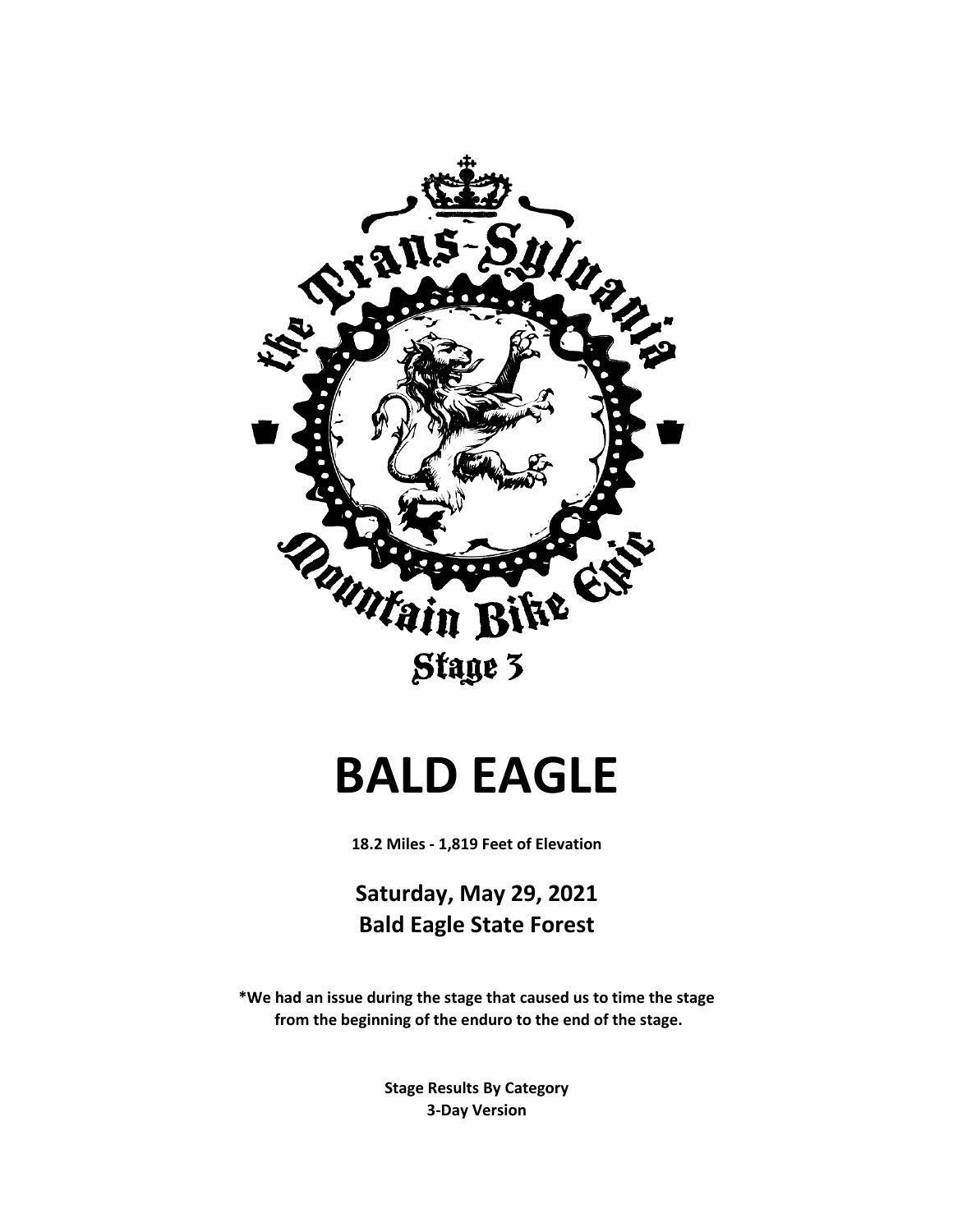the Trans-Sylvania Mountain Bike Epic

Stage 3

# BALD EAGLE

**18.2 Miles - 1,819 Feet of Elevation**

## Saturday, May 29, 2021
## Bald Eagle State Forest

**\*We had an issue during the stage that caused us to time the stage from the beginning of the enduro to the end of the stage.**

**Stage Results By Category**
**3-Day Version**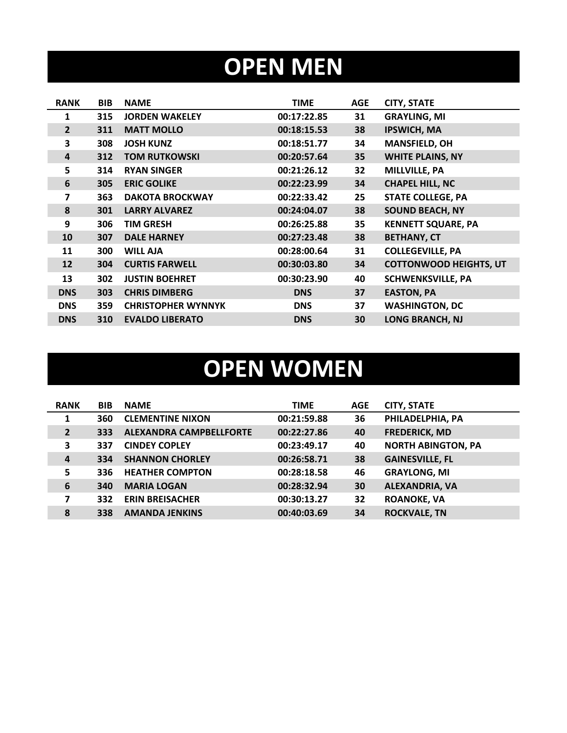# OPEN MEN

| RANK | BIB | NAME | TIME | AGE | CITY, STATE |
|---|---|---|---|---|---|
| 1 | 315 | JORDEN WAKELEY | 00:17:22.85 | 31 | GRAYLING, MI |
| 2 | 311 | MATT MOLLO | 00:18:15.53 | 38 | IPSWICH, MA |
| 3 | 308 | JOSH KUNZ | 00:18:51.77 | 34 | MANSFIELD, OH |
| 4 | 312 | TOM RUTKOWSKI | 00:20:57.64 | 35 | WHITE PLAINS, NY |
| 5 | 314 | RYAN SINGER | 00:21:26.12 | 32 | MILLVILLE, PA |
| 6 | 305 | ERIC GOLIKE | 00:22:23.99 | 34 | CHAPEL HILL, NC |
| 7 | 363 | DAKOTA BROCKWAY | 00:22:33.42 | 25 | STATE COLLEGE, PA |
| 8 | 301 | LARRY ALVAREZ | 00:24:04.07 | 38 | SOUND BEACH, NY |
| 9 | 306 | TIM GRESH | 00:26:25.88 | 35 | KENNETT SQUARE, PA |
| 10 | 307 | DALE HARNEY | 00:27:23.48 | 38 | BETHANY, CT |
| 11 | 300 | WILL AJA | 00:28:00.64 | 31 | COLLEGEVILLE, PA |
| 12 | 304 | CURTIS FARWELL | 00:30:03.80 | 34 | COTTONWOOD HEIGHTS, UT |
| 13 | 302 | JUSTIN BOEHRET | 00:30:23.90 | 40 | SCHWENKSVILLE, PA |
| DNS | 303 | CHRIS DIMBERG | DNS | 37 | EASTON, PA |
| DNS | 359 | CHRISTOPHER WYNNYK | DNS | 37 | WASHINGTON, DC |
| DNS | 310 | EVALDO LIBERATO | DNS | 30 | LONG BRANCH, NJ |

# OPEN WOMEN

| RANK | BIB | NAME | TIME | AGE | CITY, STATE |
|---|---|---|---|---|---|
| 1 | 360 | CLEMENTINE NIXON | 00:21:59.88 | 36 | PHILADELPHIA, PA |
| 2 | 333 | ALEXANDRA CAMPBELLFORTE | 00:22:27.86 | 40 | FREDERICK, MD |
| 3 | 337 | CINDEY COPLEY | 00:23:49.17 | 40 | NORTH ABINGTON, PA |
| 4 | 334 | SHANNON CHORLEY | 00:26:58.71 | 38 | GAINESVILLE, FL |
| 5 | 336 | HEATHER COMPTON | 00:28:18.58 | 46 | GRAYLONG, MI |
| 6 | 340 | MARIA LOGAN | 00:28:32.94 | 30 | ALEXANDRIA, VA |
| 7 | 332 | ERIN BREISACHER | 00:30:13.27 | 32 | ROANOKE, VA |
| 8 | 338 | AMANDA JENKINS | 00:40:03.69 | 34 | ROCKVALE, TN |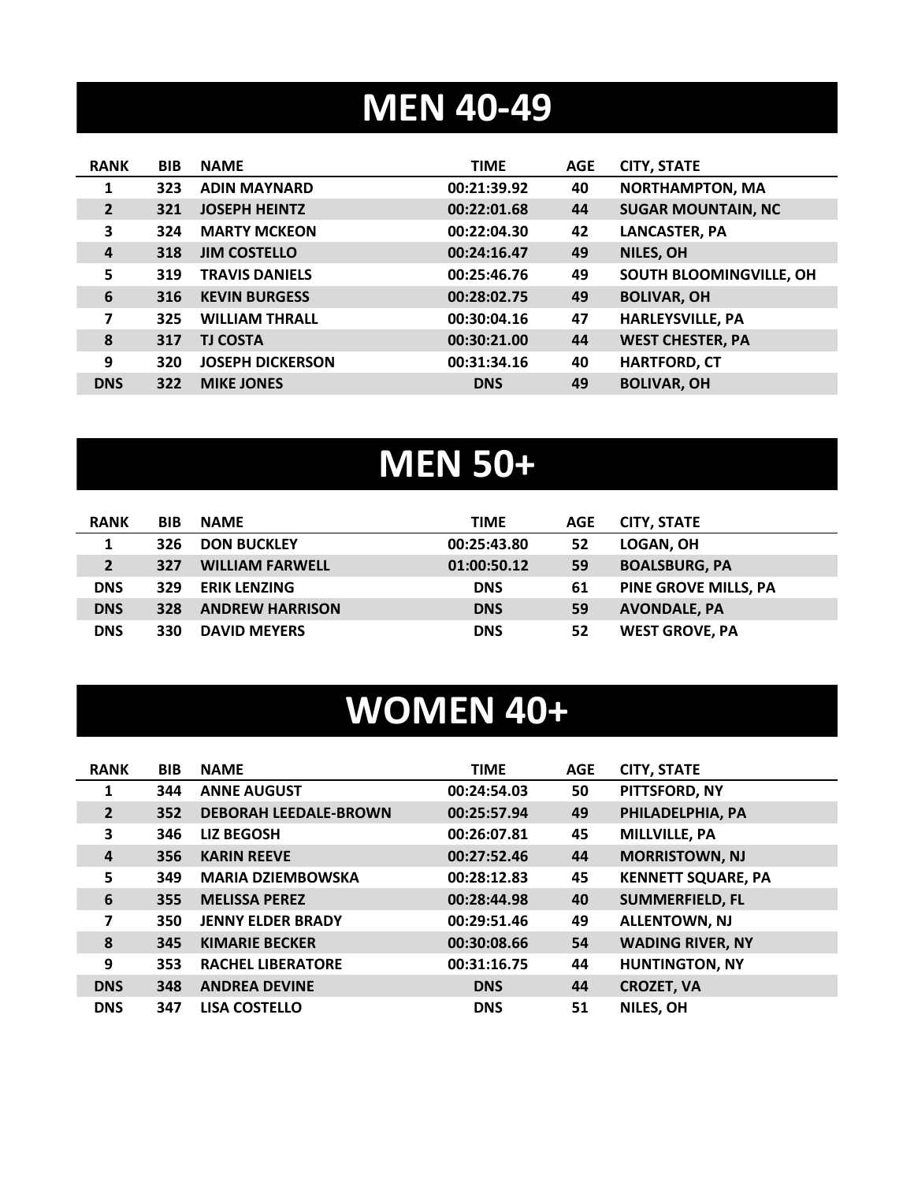# MEN 40-49

| RANK | BIB | NAME | TIME | AGE | CITY, STATE |
|---|---|---|---|---|---|
| 1 | 323 | ADIN MAYNARD | 00:21:39.92 | 40 | NORTHAMPTON, MA |
| 2 | 321 | JOSEPH HEINTZ | 00:22:01.68 | 44 | SUGAR MOUNTAIN, NC |
| 3 | 324 | MARTY MCKEON | 00:22:04.30 | 42 | LANCASTER, PA |
| 4 | 318 | JIM COSTELLO | 00:24:16.47 | 49 | NILES, OH |
| 5 | 319 | TRAVIS DANIELS | 00:25:46.76 | 49 | SOUTH BLOOMINGVILLE, OH |
| 6 | 316 | KEVIN BURGESS | 00:28:02.75 | 49 | BOLIVAR, OH |
| 7 | 325 | WILLIAM THRALL | 00:30:04.16 | 47 | HARLEYSVILLE, PA |
| 8 | 317 | TJ COSTA | 00:30:21.00 | 44 | WEST CHESTER, PA |
| 9 | 320 | JOSEPH DICKERSON | 00:31:34.16 | 40 | HARTFORD, CT |
| DNS | 322 | MIKE JONES | DNS | 49 | BOLIVAR, OH |

# MEN 50+

| RANK | BIB | NAME | TIME | AGE | CITY, STATE |
|---|---|---|---|---|---|
| 1 | 326 | DON BUCKLEY | 00:25:43.80 | 52 | LOGAN, OH |
| 2 | 327 | WILLIAM FARWELL | 01:00:50.12 | 59 | BOALSBURG, PA |
| DNS | 329 | ERIK LENZING | DNS | 61 | PINE GROVE MILLS, PA |
| DNS | 328 | ANDREW HARRISON | DNS | 59 | AVONDALE, PA |
| DNS | 330 | DAVID MEYERS | DNS | 52 | WEST GROVE, PA |

# WOMEN 40+

| RANK | BIB | NAME | TIME | AGE | CITY, STATE |
|---|---|---|---|---|---|
| 1 | 344 | ANNE AUGUST | 00:24:54.03 | 50 | PITTSFORD, NY |
| 2 | 352 | DEBORAH LEEDALE-BROWN | 00:25:57.94 | 49 | PHILADELPHIA, PA |
| 3 | 346 | LIZ BEGOSH | 00:26:07.81 | 45 | MILLVILLE, PA |
| 4 | 356 | KARIN REEVE | 00:27:52.46 | 44 | MORRISTOWN, NJ |
| 5 | 349 | MARIA DZIEMBOWSKA | 00:28:12.83 | 45 | KENNETT SQUARE, PA |
| 6 | 355 | MELISSA PEREZ | 00:28:44.98 | 40 | SUMMERFIELD, FL |
| 7 | 350 | JENNY ELDER BRADY | 00:29:51.46 | 49 | ALLENTOWN, NJ |
| 8 | 345 | KIMARIE BECKER | 00:30:08.66 | 54 | WADING RIVER, NY |
| 9 | 353 | RACHEL LIBERATORE | 00:31:16.75 | 44 | HUNTINGTON, NY |
| DNS | 348 | ANDREA DEVINE | DNS | 44 | CROZET, VA |
| DNS | 347 | LISA COSTELLO | DNS | 51 | NILES, OH |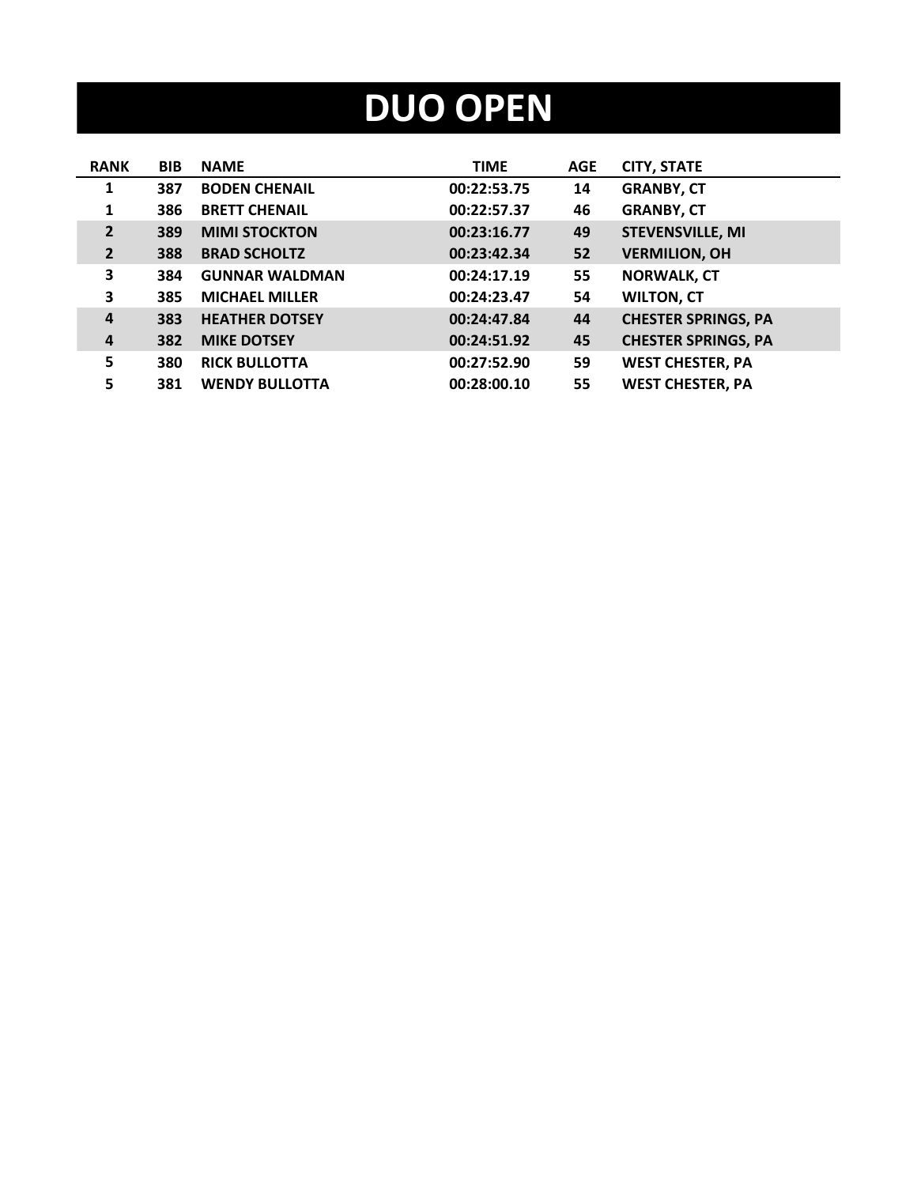# DUO OPEN

| RANK | BIB | NAME | TIME | AGE | CITY, STATE |
|---|---|---|---|---|---|
| 1 | 387 | BODEN CHENAIL | 00:22:53.75 | 14 | GRANBY, CT |
| 1 | 386 | BRETT CHENAIL | 00:22:57.37 | 46 | GRANBY, CT |
| 2 | 389 | MIMI STOCKTON | 00:23:16.77 | 49 | STEVENSVILLE, MI |
| 2 | 388 | BRAD SCHOLTZ | 00:23:42.34 | 52 | VERMILION, OH |
| 3 | 384 | GUNNAR WALDMAN | 00:24:17.19 | 55 | NORWALK, CT |
| 3 | 385 | MICHAEL MILLER | 00:24:23.47 | 54 | WILTON, CT |
| 4 | 383 | HEATHER DOTSEY | 00:24:47.84 | 44 | CHESTER SPRINGS, PA |
| 4 | 382 | MIKE DOTSEY | 00:24:51.92 | 45 | CHESTER SPRINGS, PA |
| 5 | 380 | RICK BULLOTTA | 00:27:52.90 | 59 | WEST CHESTER, PA |
| 5 | 381 | WENDY BULLOTTA | 00:28:00.10 | 55 | WEST CHESTER, PA |